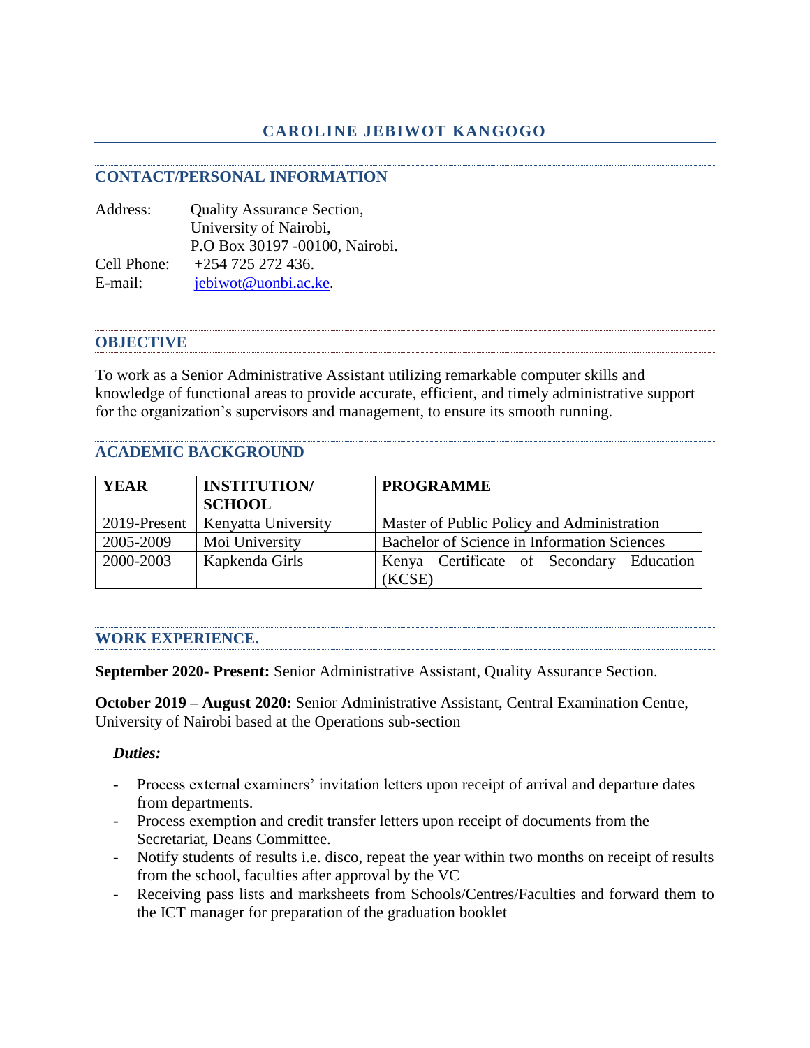# CAROLINE JEBIWOT KANGOGO

## CONTACT/PERSONAL INFORMATION

Address: Quality Assurance Section,
University of Nairobi,
P.O Box 30197 -00100, Nairobi.

Cell Phone: +254 725 272 436.

E-mail: jebiwot@uonbi.ac.ke.

## OBJECTIVE

To work as a Senior Administrative Assistant utilizing remarkable computer skills and knowledge of functional areas to provide accurate, efficient, and timely administrative support for the organization's supervisors and management, to ensure its smooth running.

## ACADEMIC BACKGROUND

| YEAR | INSTITUTION/ SCHOOL | PROGRAMME |
|---|---|---|
| 2019-Present | Kenyatta University | Master of Public Policy and Administration |
| 2005-2009 | Moi University | Bachelor of Science in Information Sciences |
| 2000-2003 | Kapkenda Girls | Kenya Certificate of Secondary Education (KCSE) |

## WORK EXPERIENCE.

**September 2020- Present:** Senior Administrative Assistant, Quality Assurance Section.

**October 2019 – August 2020:** Senior Administrative Assistant, Central Examination Centre, University of Nairobi based at the Operations sub-section

***Duties:***

- Process external examiners' invitation letters upon receipt of arrival and departure dates from departments.
- Process exemption and credit transfer letters upon receipt of documents from the Secretariat, Deans Committee.
- Notify students of results i.e. disco, repeat the year within two months on receipt of results from the school, faculties after approval by the VC
- Receiving pass lists and marksheets from Schools/Centres/Faculties and forward them to the ICT manager for preparation of the graduation booklet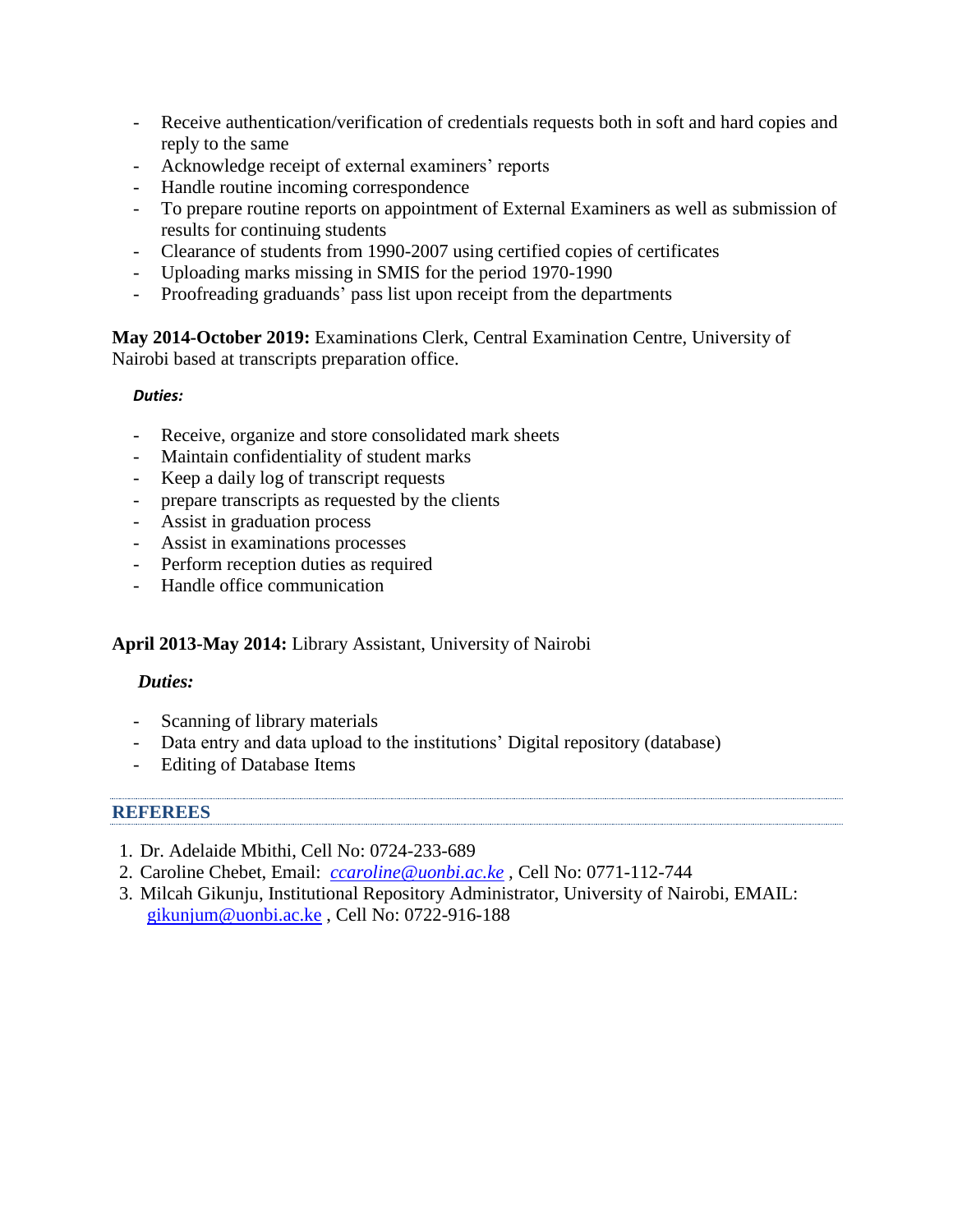- Receive authentication/verification of credentials requests both in soft and hard copies and reply to the same
- Acknowledge receipt of external examiners' reports
- Handle routine incoming correspondence
- To prepare routine reports on appointment of External Examiners as well as submission of results for continuing students
- Clearance of students from 1990-2007 using certified copies of certificates
- Uploading marks missing in SMIS for the period 1970-1990
- Proofreading graduands' pass list upon receipt from the departments

**May 2014-October 2019:** Examinations Clerk, Central Examination Centre, University of Nairobi based at transcripts preparation office.

***Duties:***

- Receive, organize and store consolidated mark sheets
- Maintain confidentiality of student marks
- Keep a daily log of transcript requests
- prepare transcripts as requested by the clients
- Assist in graduation process
- Assist in examinations processes
- Perform reception duties as required
- Handle office communication

**April 2013-May 2014:** Library Assistant, University of Nairobi

***Duties:***

- Scanning of library materials
- Data entry and data upload to the institutions' Digital repository (database)
- Editing of Database Items

## REFEREES

1. Dr. Adelaide Mbithi, Cell No: 0724-233-689
2. Caroline Chebet, Email: *ccaroline@uonbi.ac.ke* , Cell No: 0771-112-744
3. Milcah Gikunju, Institutional Repository Administrator, University of Nairobi, EMAIL: gikunjum@uonbi.ac.ke , Cell No: 0722-916-188